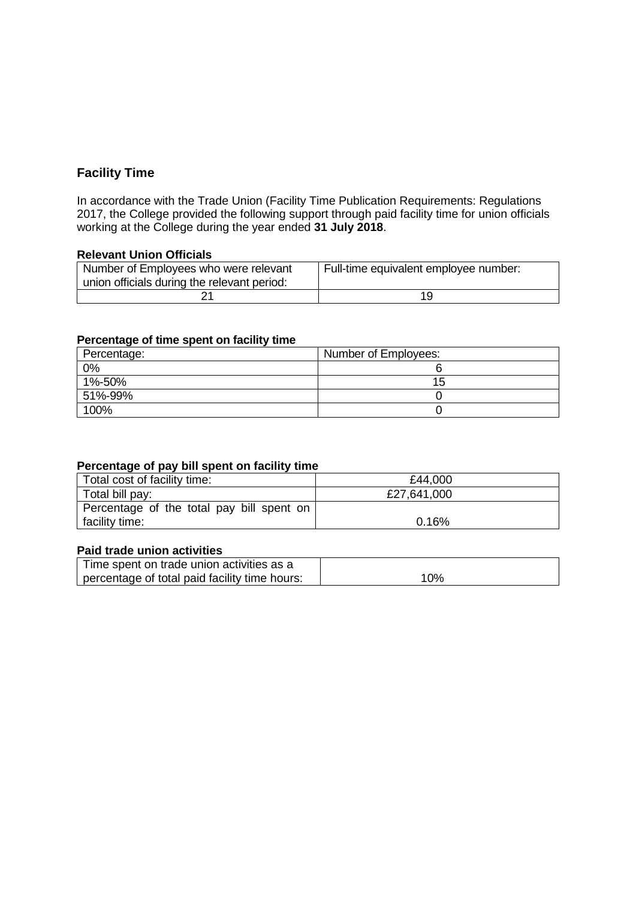## Facility Time

In accordance with the Trade Union (Facility Time Publication Requirements: Regulations 2017, the College provided the following support through paid facility time for union officials working at the College during the year ended **31 July 2018**.

### Relevant Union Officials

| Number of Employees who were relevant union officials during the relevant period: | Full-time equivalent employee number: |
|---|---|
| 21 | 19 |

### Percentage of time spent on facility time

| Percentage: | Number of Employees: |
|---|---|
| 0% | 6 |
| 1%-50% | 15 |
| 51%-99% | 0 |
| 100% | 0 |

### Percentage of pay bill spent on facility time

| Total cost of facility time: | £44,000 |
|---|---|
| Total bill pay: | £27,641,000 |
| Percentage of the total pay bill spent on facility time: | 0.16% |

### Paid trade union activities

| Time spent on trade union activities as a percentage of total paid facility time hours: | 10% |
|---|---|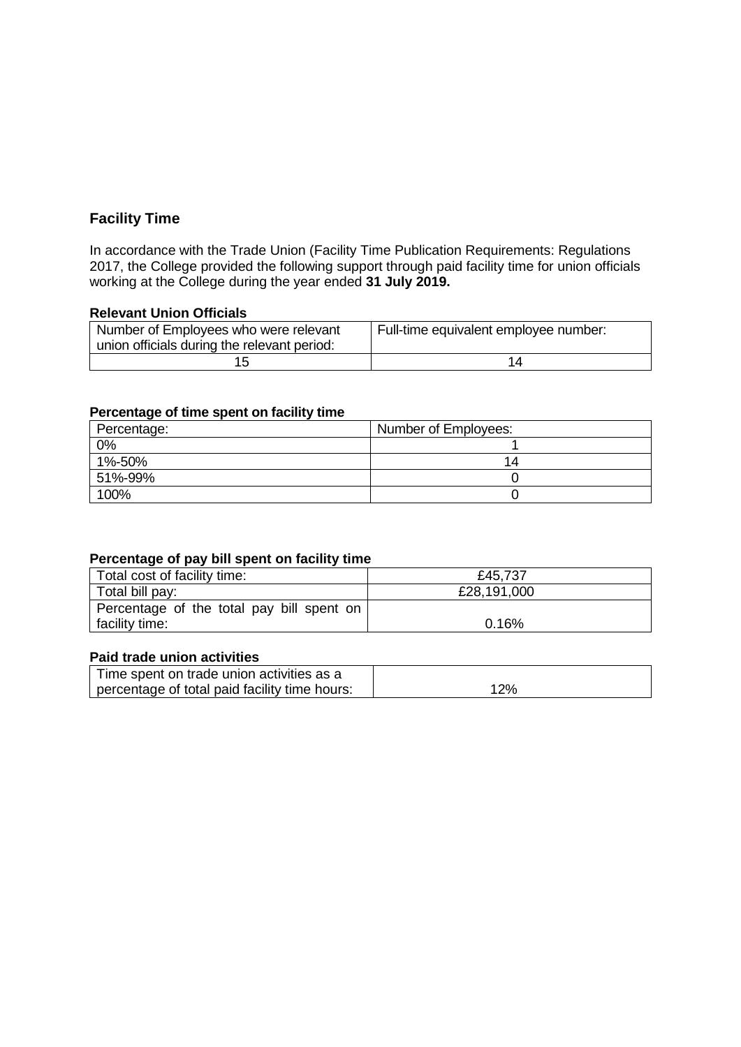## Facility Time

In accordance with the Trade Union (Facility Time Publication Requirements: Regulations 2017, the College provided the following support through paid facility time for union officials working at the College during the year ended **31 July 2019.**

### Relevant Union Officials

| Number of Employees who were relevant union officials during the relevant period: | Full-time equivalent employee number: |
|---|---|
| 15 | 14 |

### Percentage of time spent on facility time

| Percentage: | Number of Employees: |
|---|---|
| 0% | 1 |
| 1%-50% | 14 |
| 51%-99% | 0 |
| 100% | 0 |

### Percentage of pay bill spent on facility time

| | |
|---|---|
| Total cost of facility time: | £45,737 |
| Total bill pay: | £28,191,000 |
| Percentage of the total pay bill spent on facility time: | 0.16% |

### Paid trade union activities

| | |
|---|---|
| Time spent on trade union activities as a percentage of total paid facility time hours: | 12% |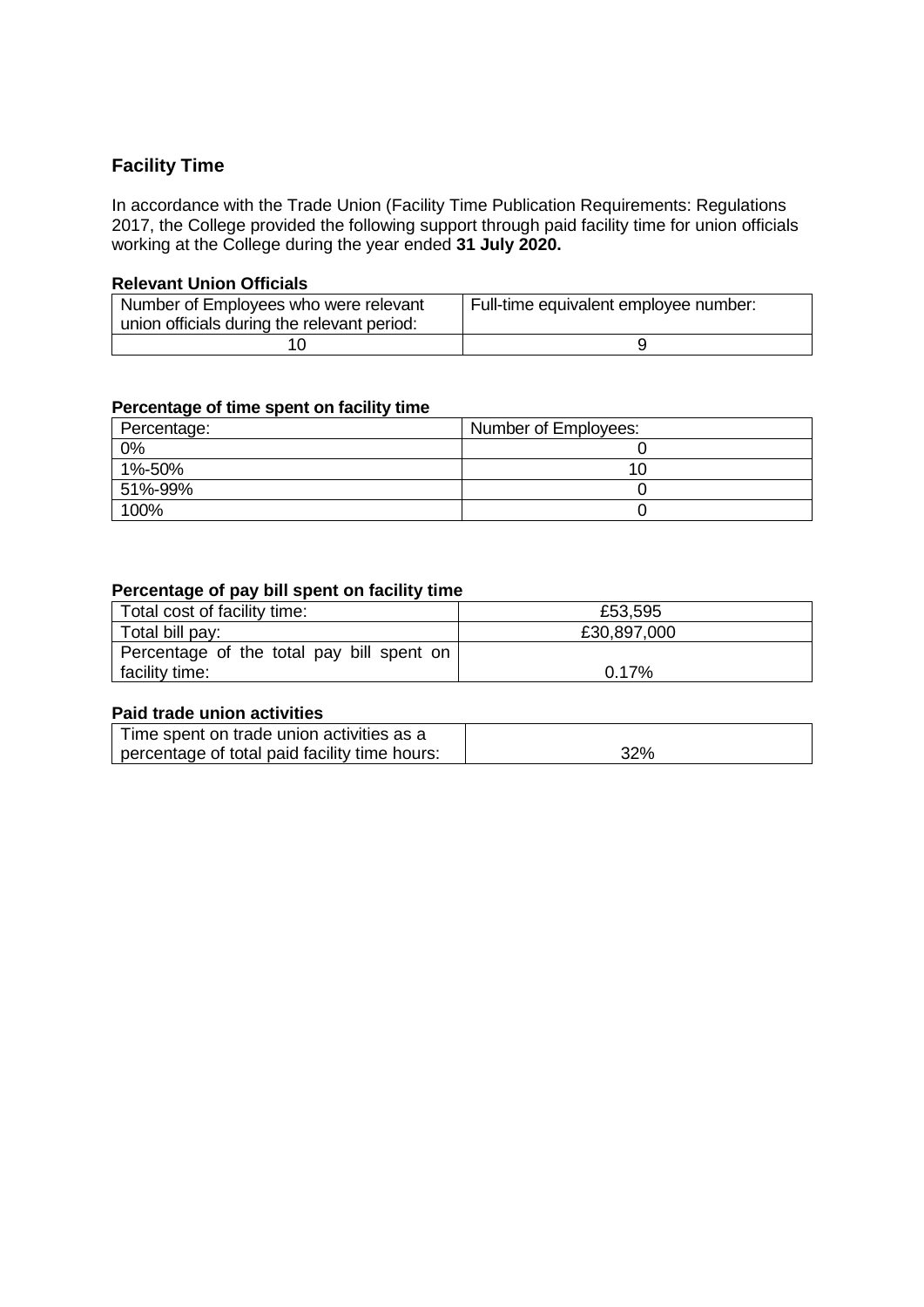## Facility Time

In accordance with the Trade Union (Facility Time Publication Requirements: Regulations 2017, the College provided the following support through paid facility time for union officials working at the College during the year ended **31 July 2020.**

**Relevant Union Officials**

| Number of Employees who were relevant union officials during the relevant period: | Full-time equivalent employee number: |
|---|---|
| 10 | 9 |

**Percentage of time spent on facility time**

| Percentage: | Number of Employees: |
|---|---|
| 0% | 0 |
| 1%-50% | 10 |
| 51%-99% | 0 |
| 100% | 0 |

**Percentage of pay bill spent on facility time**

| | |
|---|---|
| Total cost of facility time: | £53,595 |
| Total bill pay: | £30,897,000 |
| Percentage of the total pay bill spent on facility time: | 0.17% |

**Paid trade union activities**

| | |
|---|---|
| Time spent on trade union activities as a percentage of total paid facility time hours: | 32% |